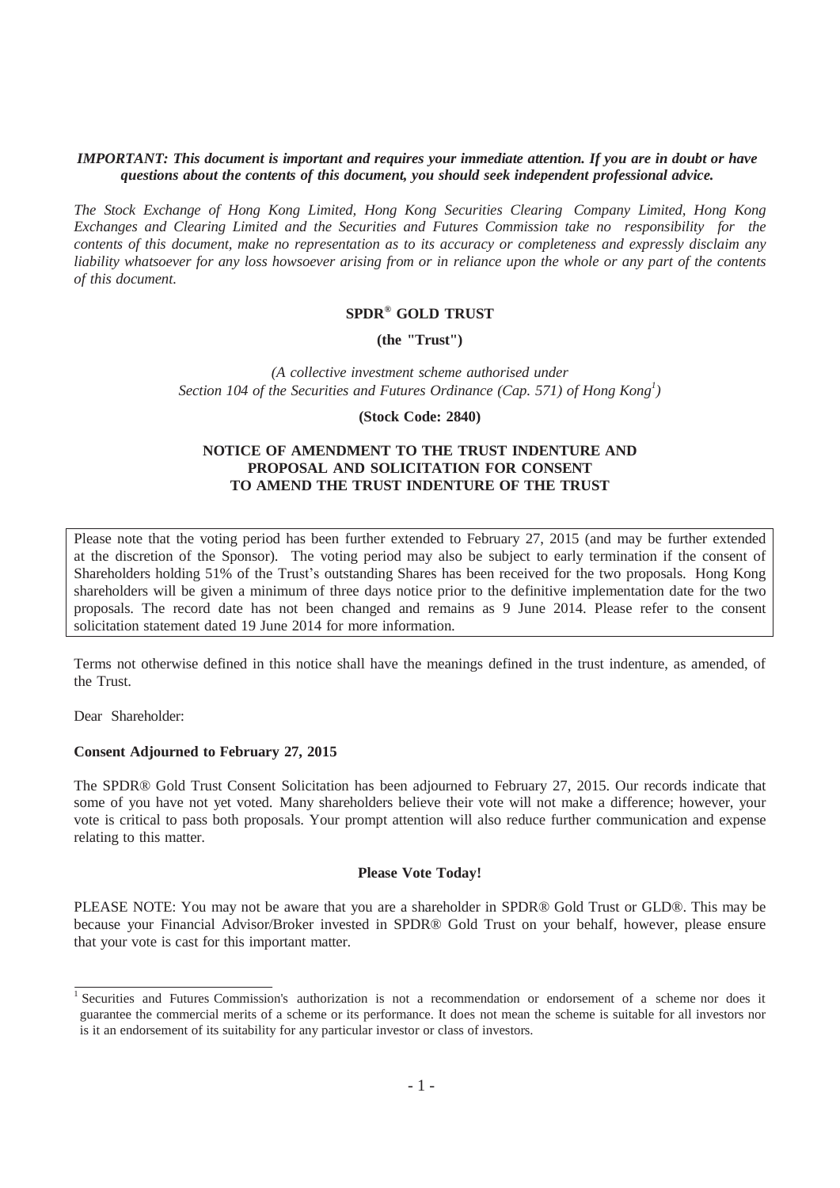***IMPORTANT: This document is important and requires your immediate attention. If you are in doubt or have questions about the contents of this document, you should seek independent professional advice.***

*The Stock Exchange of Hong Kong Limited, Hong Kong Securities Clearing Company Limited, Hong Kong Exchanges and Clearing Limited and the Securities and Futures Commission take no responsibility for the contents of this document, make no representation as to its accuracy or completeness and expressly disclaim any liability whatsoever for any loss howsoever arising from or in reliance upon the whole or any part of the contents of this document.*

# SPDR® GOLD TRUST

**(the "Trust")**

*(A collective investment scheme authorised under Section 104 of the Securities and Futures Ordinance (Cap. 571) of Hong Kong[1])*

**(Stock Code: 2840)**

## NOTICE OF AMENDMENT TO THE TRUST INDENTURE AND PROPOSAL AND SOLICITATION FOR CONSENT TO AMEND THE TRUST INDENTURE OF THE TRUST

Please note that the voting period has been further extended to February 27, 2015 (and may be further extended at the discretion of the Sponsor). The voting period may also be subject to early termination if the consent of Shareholders holding 51% of the Trust's outstanding Shares has been received for the two proposals. Hong Kong shareholders will be given a minimum of three days notice prior to the definitive implementation date for the two proposals. The record date has not been changed and remains as 9 June 2014. Please refer to the consent solicitation statement dated 19 June 2014 for more information.

Terms not otherwise defined in this notice shall have the meanings defined in the trust indenture, as amended, of the Trust.

Dear Shareholder:

**Consent Adjourned to February 27, 2015**

The SPDR® Gold Trust Consent Solicitation has been adjourned to February 27, 2015. Our records indicate that some of you have not yet voted. Many shareholders believe their vote will not make a difference; however, your vote is critical to pass both proposals. Your prompt attention will also reduce further communication and expense relating to this matter.

**Please Vote Today!**

PLEASE NOTE: You may not be aware that you are a shareholder in SPDR® Gold Trust or GLD®. This may be because your Financial Advisor/Broker invested in SPDR® Gold Trust on your behalf, however, please ensure that your vote is cast for this important matter.

---

[1] Securities and Futures Commission's authorization is not a recommendation or endorsement of a scheme nor does it guarantee the commercial merits of a scheme or its performance. It does not mean the scheme is suitable for all investors nor is it an endorsement of its suitability for any particular investor or class of investors.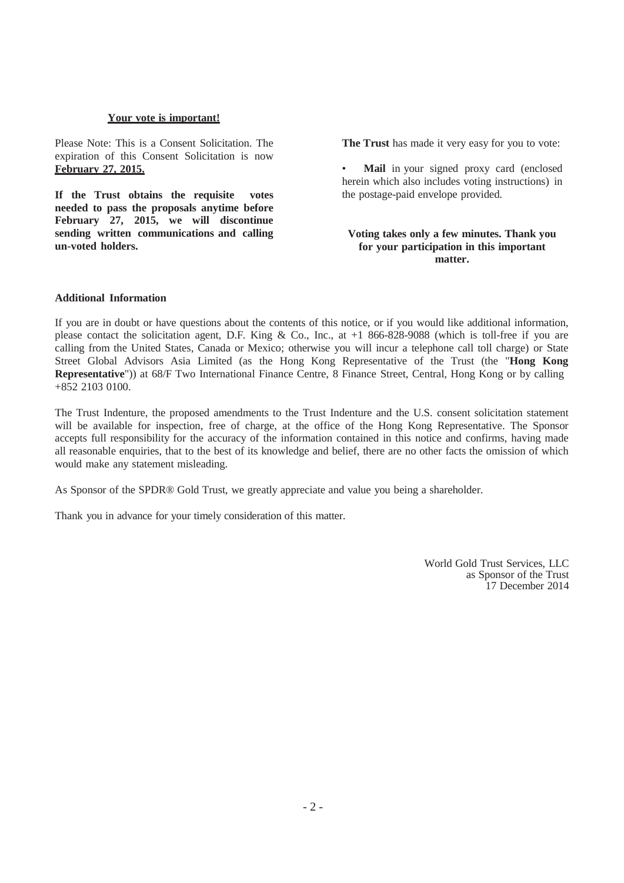**<u>Your vote is important!</u>**

Please Note: This is a Consent Solicitation. The expiration of this Consent Solicitation is now **<u>February 27, 2015.</u>**

**If the Trust obtains the requisite votes needed to pass the proposals anytime before February 27, 2015, we will discontinue sending written communications and calling un-voted holders.**

**The Trust** has made it very easy for you to vote:

- **Mail** in your signed proxy card (enclosed herein which also includes voting instructions) in the postage-paid envelope provided.

**Voting takes only a few minutes. Thank you for your participation in this important matter.**

**Additional Information**

If you are in doubt or have questions about the contents of this notice, or if you would like additional information, please contact the solicitation agent, D.F. King & Co., Inc., at +1 866-828-9088 (which is toll-free if you are calling from the United States, Canada or Mexico; otherwise you will incur a telephone call toll charge) or State Street Global Advisors Asia Limited (as the Hong Kong Representative of the Trust (the "**Hong Kong Representative**")) at 68/F Two International Finance Centre, 8 Finance Street, Central, Hong Kong or by calling +852 2103 0100.

The Trust Indenture, the proposed amendments to the Trust Indenture and the U.S. consent solicitation statement will be available for inspection, free of charge, at the office of the Hong Kong Representative. The Sponsor accepts full responsibility for the accuracy of the information contained in this notice and confirms, having made all reasonable enquiries, that to the best of its knowledge and belief, there are no other facts the omission of which would make any statement misleading.

As Sponsor of the SPDR® Gold Trust, we greatly appreciate and value you being a shareholder.

Thank you in advance for your timely consideration of this matter.

World Gold Trust Services, LLC
as Sponsor of the Trust
17 December 2014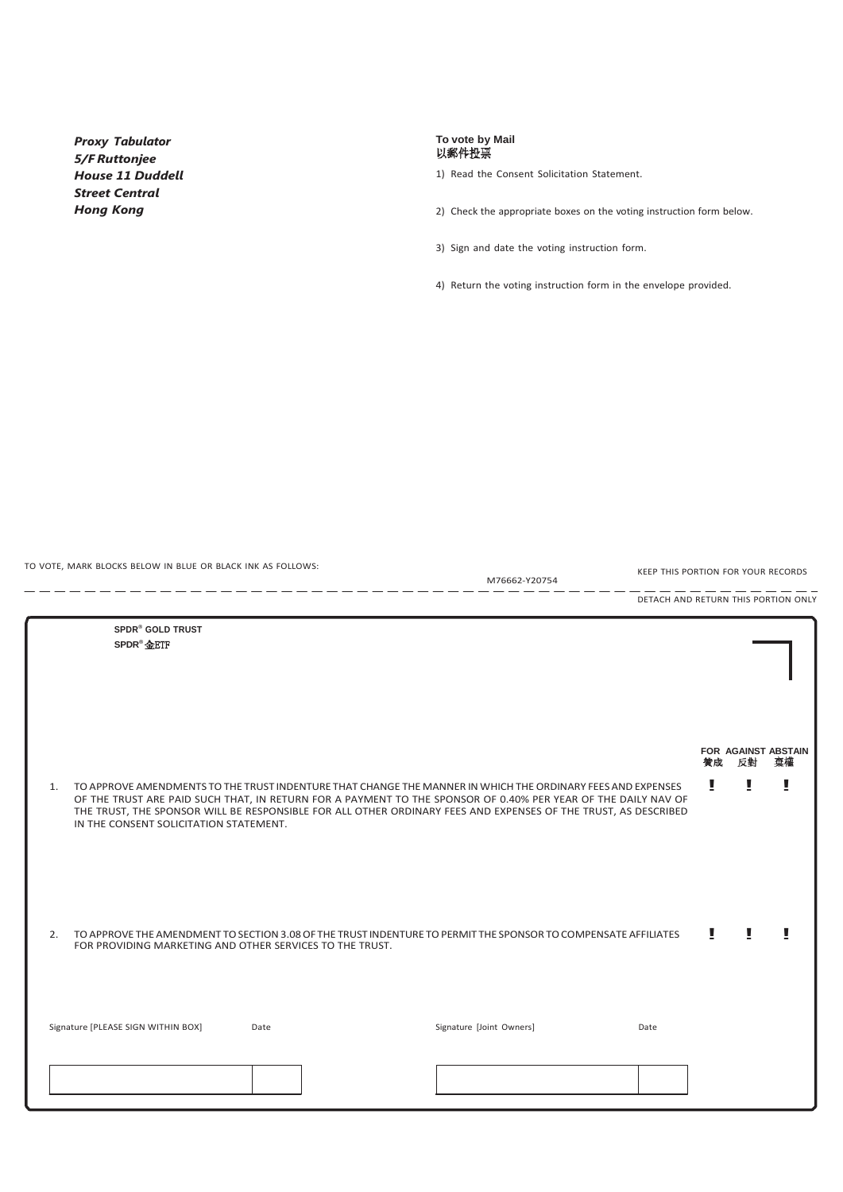*Proxy Tabulator*
*5/F Ruttonjee*
*House 11 Duddell*
*Street Central*
*Hong Kong*

**To vote by Mail**
**以郵件投票**

1) Read the Consent Solicitation Statement.

2) Check the appropriate boxes on the voting instruction form below.

3) Sign and date the voting instruction form.

4) Return the voting instruction form in the envelope provided.

TO VOTE, MARK BLOCKS BELOW IN BLUE OR BLACK INK AS FOLLOWS:

M76662-Y20754

KEEP THIS PORTION FOR YOUR RECORDS

DETACH AND RETURN THIS PORTION ONLY

**SPDR® GOLD TRUST**
**SPDR® 金ETF**

| | | FOR 贊成 | AGAINST 反對 | ABSTAIN 棄權 |
|---|---|---|---|---|
| 1. | TO APPROVE AMENDMENTS TO THE TRUST INDENTURE THAT CHANGE THE MANNER IN WHICH THE ORDINARY FEES AND EXPENSES OF THE TRUST ARE PAID SUCH THAT, IN RETURN FOR A PAYMENT TO THE SPONSOR OF 0.40% PER YEAR OF THE DAILY NAV OF THE TRUST, THE SPONSOR WILL BE RESPONSIBLE FOR ALL OTHER ORDINARY FEES AND EXPENSES OF THE TRUST, AS DESCRIBED IN THE CONSENT SOLICITATION STATEMENT. | ☐ | ☐ | ☐ |
| 2. | TO APPROVE THE AMENDMENT TO SECTION 3.08 OF THE TRUST INDENTURE TO PERMIT THE SPONSOR TO COMPENSATE AFFILIATES FOR PROVIDING MARKETING AND OTHER SERVICES TO THE TRUST. | ☐ | ☐ | ☐ |

| Signature [PLEASE SIGN WITHIN BOX] | Date | Signature [Joint Owners] | Date |
|---|---|---|---|
| | | | |